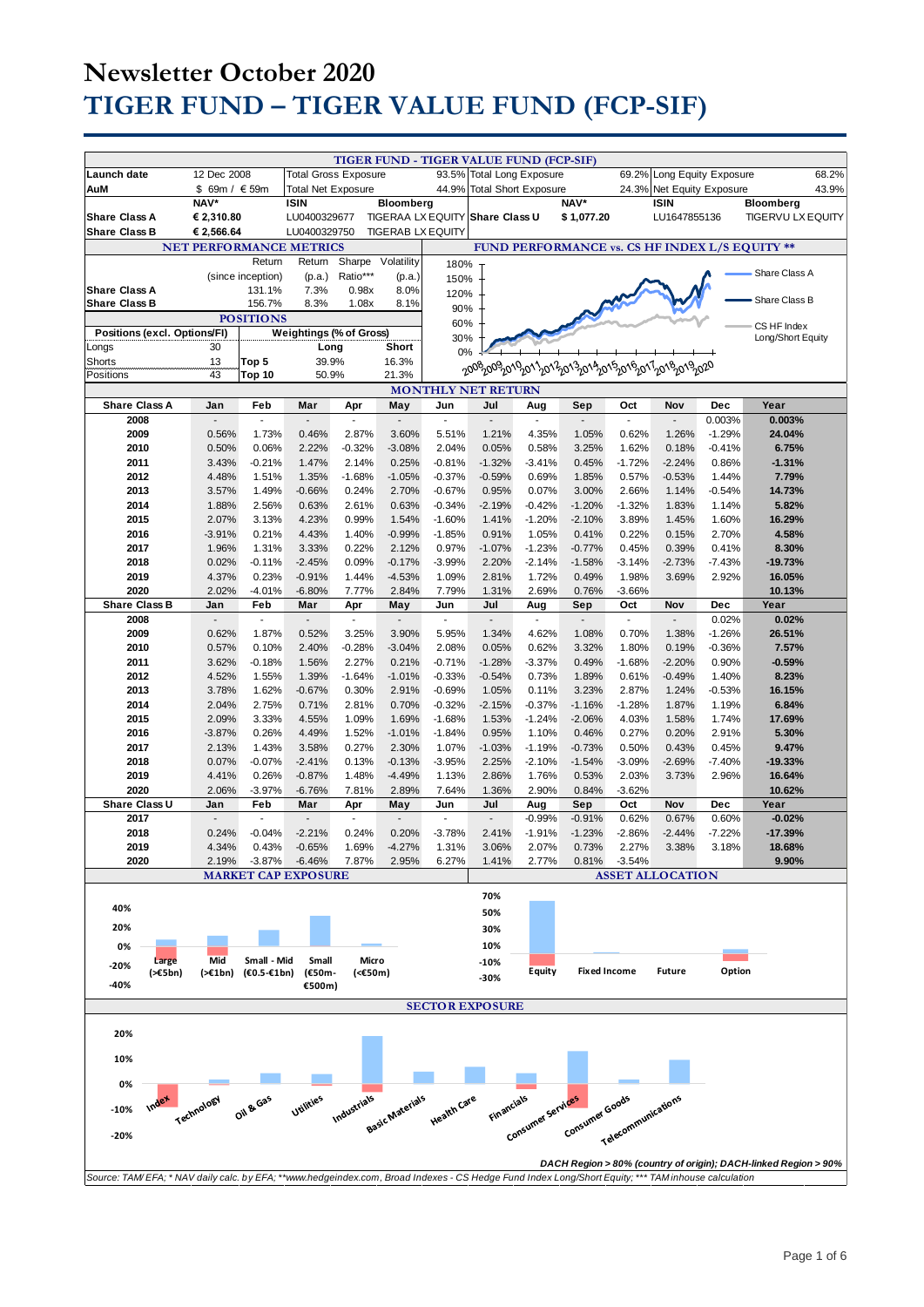# Newsletter October 2020

# TIGER FUND – TIGER VALUE FUND (FCP-SIF)

## TIGER FUND - TIGER VALUE FUND (FCP-SIF)

| | | | | | | | | | |
|---|---|---|---|---|---|---|---|---|---|
| Launch date | 12 Dec 2008 | Total Gross Exposure | | 93.5% | Total Long Exposure | | 69.2% | Long Equity Exposure | 68.2% |
| AuM | $ 69m / € 59m | Total Net Exposure | | 44.9% | Total Short Exposure | | 24.3% | Net Equity Exposure | 43.9% |
| | NAV* | ISIN | Bloomberg | | | NAV* | | ISIN | Bloomberg |
| Share Class A | € 2,310.80 | LU0400329677 | TIGERAA LX EQUITY | | Share Class U | $ 1,077.20 | | LU1647855136 | TIGERVU LX EQUITY |
| Share Class B | € 2,566.64 | LU0400329750 | TIGERAB LX EQUITY | | | | | | |

## NET PERFORMANCE METRICS

| | Return (since inception) | Return (p.a.) | Sharpe Ratio*** | Volatility (p.a.) |
|---|---|---|---|---|
| Share Class A | 131.1% | 7.3% | 0.98x | 8.0% |
| Share Class B | 156.7% | 8.3% | 1.08x | 8.1% |

## POSITIONS

| Positions (excl. Options/FI) | | Weightings (% of Gross) | Long | Short |
|---|---|---|---|---|
| Longs | 30 | | | |
| Shorts | 13 | Top 5 | 39.9% | 16.3% |
| Positions | 43 | Top 10 | 50.9% | 21.3% |

## FUND PERFORMANCE vs. CS HF INDEX L/S EQUITY **

Share Class A; Share Class B; CS HF Index Long/Short Equity (2008–2020)

## MONTHLY NET RETURN

| Share Class A | Jan | Feb | Mar | Apr | May | Jun | Jul | Aug | Sep | Oct | Nov | Dec | Year |
|---|---|---|---|---|---|---|---|---|---|---|---|---|---|
| 2008 | - | - | - | - | - | - | - | - | - | - | - | 0.003% | 0.003% |
| 2009 | 0.56% | 1.73% | 0.46% | 2.87% | 3.60% | 5.51% | 1.21% | 4.35% | 1.05% | 0.62% | 1.26% | -1.29% | 24.04% |
| 2010 | 0.50% | 0.06% | 2.22% | -0.32% | -3.08% | 2.04% | 0.05% | 0.58% | 3.25% | 1.62% | 0.18% | -0.41% | 6.75% |
| 2011 | 3.43% | -0.21% | 1.47% | 2.14% | 0.25% | -0.81% | -1.32% | -3.41% | 0.45% | -1.72% | -2.24% | 0.86% | -1.31% |
| 2012 | 4.48% | 1.51% | 1.35% | -1.68% | -1.05% | -0.37% | -0.59% | 0.69% | 1.85% | 0.57% | -0.53% | 1.44% | 7.79% |
| 2013 | 3.57% | 1.49% | -0.66% | 0.24% | 2.70% | -0.67% | 0.95% | 0.07% | 3.00% | 2.66% | 1.14% | -0.54% | 14.73% |
| 2014 | 1.88% | 2.56% | 0.63% | 2.61% | 0.63% | -0.34% | -2.19% | -0.42% | -1.20% | -1.32% | 1.83% | 1.14% | 5.82% |
| 2015 | 2.07% | 3.13% | 4.23% | 0.99% | 1.54% | -1.60% | 1.41% | -1.20% | -2.10% | 3.89% | 1.45% | 1.60% | 16.29% |
| 2016 | -3.91% | 0.21% | 4.43% | 1.40% | -0.99% | -1.85% | 0.91% | 1.05% | 0.41% | 0.22% | 0.15% | 2.70% | 4.58% |
| 2017 | 1.96% | 1.31% | 3.33% | 0.22% | 2.12% | 0.97% | -1.07% | -1.23% | -0.77% | 0.45% | 0.39% | 0.41% | 8.30% |
| 2018 | 0.02% | -0.11% | -2.45% | 0.09% | -0.17% | -3.99% | 2.20% | -2.14% | -1.58% | -3.14% | -2.73% | -7.43% | -19.73% |
| 2019 | 4.37% | 0.23% | -0.91% | 1.44% | -4.53% | 1.09% | 2.81% | 1.72% | 0.49% | 1.98% | 3.69% | 2.92% | 16.05% |
| 2020 | 2.02% | -4.01% | -6.80% | 7.77% | 2.84% | 7.79% | 1.31% | 2.69% | 0.76% | -3.66% | | | 10.13% |
| **Share Class B** | **Jan** | **Feb** | **Mar** | **Apr** | **May** | **Jun** | **Jul** | **Aug** | **Sep** | **Oct** | **Nov** | **Dec** | **Year** |
| 2008 | - | - | - | - | - | - | - | - | - | - | - | 0.02% | 0.02% |
| 2009 | 0.62% | 1.87% | 0.52% | 3.25% | 3.90% | 5.95% | 1.34% | 4.62% | 1.08% | 0.70% | 1.38% | -1.26% | 26.51% |
| 2010 | 0.57% | 0.10% | 2.40% | -0.28% | -3.04% | 2.08% | 0.05% | 0.62% | 3.32% | 1.80% | 0.19% | -0.36% | 7.57% |
| 2011 | 3.62% | -0.18% | 1.56% | 2.27% | 0.21% | -0.71% | -1.28% | -3.37% | 0.49% | -1.68% | -2.20% | 0.90% | -0.59% |
| 2012 | 4.52% | 1.55% | 1.39% | -1.64% | -1.01% | -0.33% | -0.54% | 0.73% | 1.89% | 0.61% | -0.49% | 1.40% | 8.23% |
| 2013 | 3.78% | 1.62% | -0.67% | 0.30% | 2.91% | -0.69% | 1.05% | 0.11% | 3.23% | 2.87% | 1.24% | -0.53% | 16.15% |
| 2014 | 2.04% | 2.75% | 0.71% | 2.81% | 0.70% | -0.32% | -2.15% | -0.37% | -1.16% | -1.28% | 1.87% | 1.19% | 6.84% |
| 2015 | 2.09% | 3.33% | 4.55% | 1.09% | 1.69% | -1.68% | 1.53% | -1.24% | -2.06% | 4.03% | 1.58% | 1.74% | 17.69% |
| 2016 | -3.87% | 0.26% | 4.49% | 1.52% | -1.01% | -1.84% | 0.95% | 1.10% | 0.46% | 0.27% | 0.20% | 2.91% | 5.30% |
| 2017 | 2.13% | 1.43% | 3.58% | 0.27% | 2.30% | 1.07% | -1.03% | -1.19% | -0.73% | 0.50% | 0.43% | 0.45% | 9.47% |
| 2018 | 0.07% | -0.07% | -2.41% | 0.13% | -0.13% | -3.95% | 2.25% | -2.10% | -1.54% | -3.09% | -2.69% | -7.40% | -19.33% |
| 2019 | 4.41% | 0.26% | -0.87% | 1.48% | -4.49% | 1.13% | 2.86% | 1.76% | 0.53% | 2.03% | 3.73% | 2.96% | 16.64% |
| 2020 | 2.06% | -3.97% | -6.76% | 7.81% | 2.89% | 7.64% | 1.36% | 2.90% | 0.84% | -3.62% | | | 10.62% |
| **Share Class U** | **Jan** | **Feb** | **Mar** | **Apr** | **May** | **Jun** | **Jul** | **Aug** | **Sep** | **Oct** | **Nov** | **Dec** | **Year** |
| 2017 | - | - | - | - | - | - | - | -0.99% | -0.91% | 0.62% | 0.67% | 0.60% | -0.02% |
| 2018 | 0.24% | -0.04% | -2.21% | 0.24% | 0.20% | -3.78% | 2.41% | -1.91% | -1.23% | -2.86% | -2.44% | -7.22% | -17.39% |
| 2019 | 4.34% | 0.43% | -0.65% | 1.69% | -4.27% | 1.31% | 3.06% | 2.07% | 0.73% | 2.27% | 3.38% | 3.18% | 18.68% |
| 2020 | 2.19% | -3.87% | -6.46% | 7.87% | 2.95% | 6.27% | 1.41% | 2.77% | 0.81% | -3.54% | | | 9.90% |

## MARKET CAP EXPOSURE

Large (>€5bn); Mid (>€1bn); Small - Mid (€0.5-€1bn); Small (€50m-€500m); Micro (<€50m)

## ASSET ALLOCATION

Equity; Fixed Income; Future; Option

## SECTOR EXPOSURE

Index; Technology; Oil & Gas; Utilities; Industrials; Basic Materials; Health Care; Financials; Consumer Services; Consumer Goods; Telecommunications

*DACH Region > 80% (country of origin); DACH-linked Region > 90%*

*Source: TAM/EFA; * NAV daily calc. by EFA; **www.hedgeindex.com, Broad Indexes - CS Hedge Fund Index Long/Short Equity; *** TAM inhouse calculation*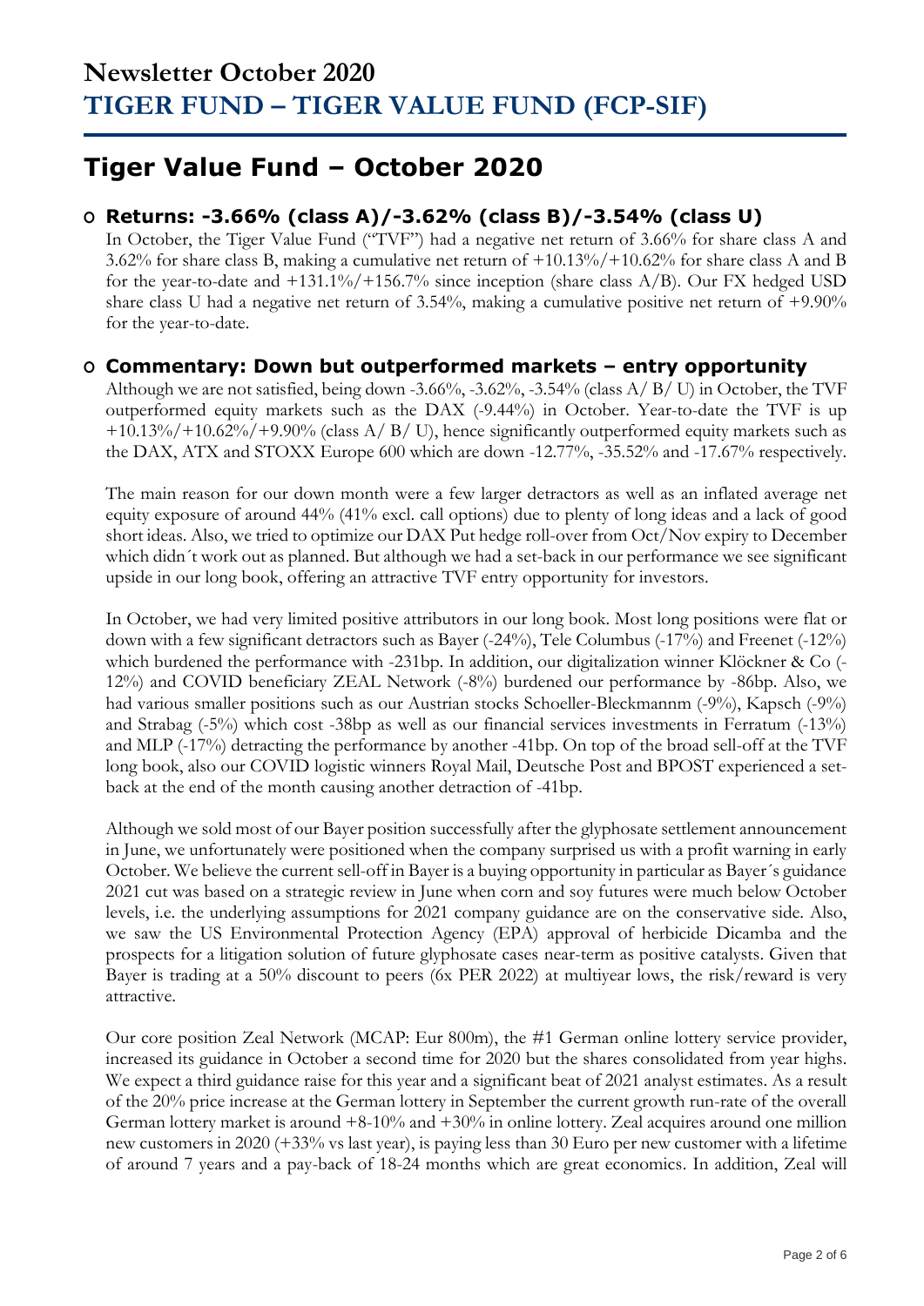# Newsletter October 2020
# TIGER FUND – TIGER VALUE FUND (FCP-SIF)

## Tiger Value Fund – October 2020

### Returns: -3.66% (class A)/-3.62% (class B)/-3.54% (class U)

In October, the Tiger Value Fund ("TVF") had a negative net return of 3.66% for share class A and 3.62% for share class B, making a cumulative net return of +10.13%/+10.62% for share class A and B for the year-to-date and +131.1%/+156.7% since inception (share class A/B). Our FX hedged USD share class U had a negative net return of 3.54%, making a cumulative positive net return of +9.90% for the year-to-date.

### Commentary: Down but outperformed markets – entry opportunity

Although we are not satisfied, being down -3.66%, -3.62%, -3.54% (class A/ B/ U) in October, the TVF outperformed equity markets such as the DAX (-9.44%) in October. Year-to-date the TVF is up +10.13%/+10.62%/+9.90% (class A/ B/ U), hence significantly outperformed equity markets such as the DAX, ATX and STOXX Europe 600 which are down -12.77%, -35.52% and -17.67% respectively.

The main reason for our down month were a few larger detractors as well as an inflated average net equity exposure of around 44% (41% excl. call options) due to plenty of long ideas and a lack of good short ideas. Also, we tried to optimize our DAX Put hedge roll-over from Oct/Nov expiry to December which didn´t work out as planned. But although we had a set-back in our performance we see significant upside in our long book, offering an attractive TVF entry opportunity for investors.

In October, we had very limited positive attributors in our long book. Most long positions were flat or down with a few significant detractors such as Bayer (-24%), Tele Columbus (-17%) and Freenet (-12%) which burdened the performance with -231bp. In addition, our digitalization winner Klöckner & Co (-12%) and COVID beneficiary ZEAL Network (-8%) burdened our performance by -86bp. Also, we had various smaller positions such as our Austrian stocks Schoeller-Bleckmannm (-9%), Kapsch (-9%) and Strabag (-5%) which cost -38bp as well as our financial services investments in Ferratum (-13%) and MLP (-17%) detracting the performance by another -41bp. On top of the broad sell-off at the TVF long book, also our COVID logistic winners Royal Mail, Deutsche Post and BPOST experienced a set-back at the end of the month causing another detraction of -41bp.

Although we sold most of our Bayer position successfully after the glyphosate settlement announcement in June, we unfortunately were positioned when the company surprised us with a profit warning in early October. We believe the current sell-off in Bayer is a buying opportunity in particular as Bayer´s guidance 2021 cut was based on a strategic review in June when corn and soy futures were much below October levels, i.e. the underlying assumptions for 2021 company guidance are on the conservative side. Also, we saw the US Environmental Protection Agency (EPA) approval of herbicide Dicamba and the prospects for a litigation solution of future glyphosate cases near-term as positive catalysts. Given that Bayer is trading at a 50% discount to peers (6x PER 2022) at multiyear lows, the risk/reward is very attractive.

Our core position Zeal Network (MCAP: Eur 800m), the #1 German online lottery service provider, increased its guidance in October a second time for 2020 but the shares consolidated from year highs. We expect a third guidance raise for this year and a significant beat of 2021 analyst estimates. As a result of the 20% price increase at the German lottery in September the current growth run-rate of the overall German lottery market is around +8-10% and +30% in online lottery. Zeal acquires around one million new customers in 2020 (+33% vs last year), is paying less than 30 Euro per new customer with a lifetime of around 7 years and a pay-back of 18-24 months which are great economics. In addition, Zeal will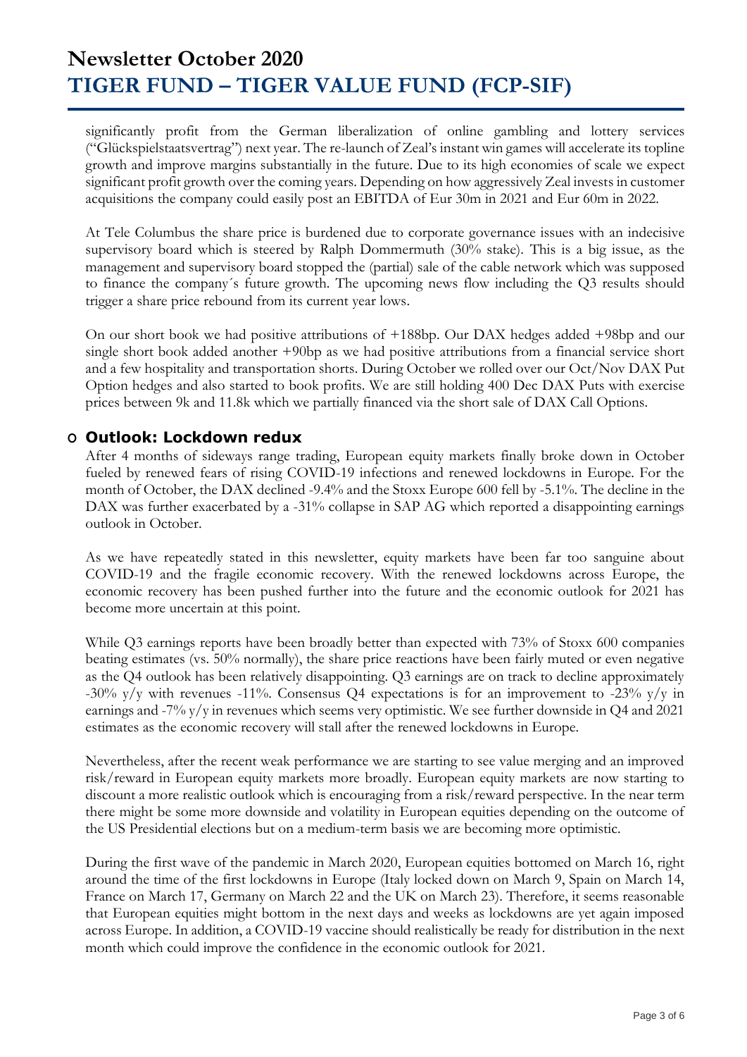significantly profit from the German liberalization of online gambling and lottery services ("Glückspielstaatsvertrag") next year. The re-launch of Zeal's instant win games will accelerate its topline growth and improve margins substantially in the future. Due to its high economies of scale we expect significant profit growth over the coming years. Depending on how aggressively Zeal invests in customer acquisitions the company could easily post an EBITDA of Eur 30m in 2021 and Eur 60m in 2022.

At Tele Columbus the share price is burdened due to corporate governance issues with an indecisive supervisory board which is steered by Ralph Dommermuth (30% stake). This is a big issue, as the management and supervisory board stopped the (partial) sale of the cable network which was supposed to finance the company´s future growth. The upcoming news flow including the Q3 results should trigger a share price rebound from its current year lows.

On our short book we had positive attributions of +188bp. Our DAX hedges added +98bp and our single short book added another +90bp as we had positive attributions from a financial service short and a few hospitality and transportation shorts. During October we rolled over our Oct/Nov DAX Put Option hedges and also started to book profits. We are still holding 400 Dec DAX Puts with exercise prices between 9k and 11.8k which we partially financed via the short sale of DAX Call Options.

## Outlook: Lockdown redux

After 4 months of sideways range trading, European equity markets finally broke down in October fueled by renewed fears of rising COVID-19 infections and renewed lockdowns in Europe. For the month of October, the DAX declined -9.4% and the Stoxx Europe 600 fell by -5.1%. The decline in the DAX was further exacerbated by a -31% collapse in SAP AG which reported a disappointing earnings outlook in October.

As we have repeatedly stated in this newsletter, equity markets have been far too sanguine about COVID-19 and the fragile economic recovery. With the renewed lockdowns across Europe, the economic recovery has been pushed further into the future and the economic outlook for 2021 has become more uncertain at this point.

While Q3 earnings reports have been broadly better than expected with 73% of Stoxx 600 companies beating estimates (vs. 50% normally), the share price reactions have been fairly muted or even negative as the Q4 outlook has been relatively disappointing. Q3 earnings are on track to decline approximately -30% y/y with revenues -11%. Consensus Q4 expectations is for an improvement to -23% y/y in earnings and -7% y/y in revenues which seems very optimistic. We see further downside in Q4 and 2021 estimates as the economic recovery will stall after the renewed lockdowns in Europe.

Nevertheless, after the recent weak performance we are starting to see value merging and an improved risk/reward in European equity markets more broadly. European equity markets are now starting to discount a more realistic outlook which is encouraging from a risk/reward perspective. In the near term there might be some more downside and volatility in European equities depending on the outcome of the US Presidential elections but on a medium-term basis we are becoming more optimistic.

During the first wave of the pandemic in March 2020, European equities bottomed on March 16, right around the time of the first lockdowns in Europe (Italy locked down on March 9, Spain on March 14, France on March 17, Germany on March 22 and the UK on March 23). Therefore, it seems reasonable that European equities might bottom in the next days and weeks as lockdowns are yet again imposed across Europe. In addition, a COVID-19 vaccine should realistically be ready for distribution in the next month which could improve the confidence in the economic outlook for 2021.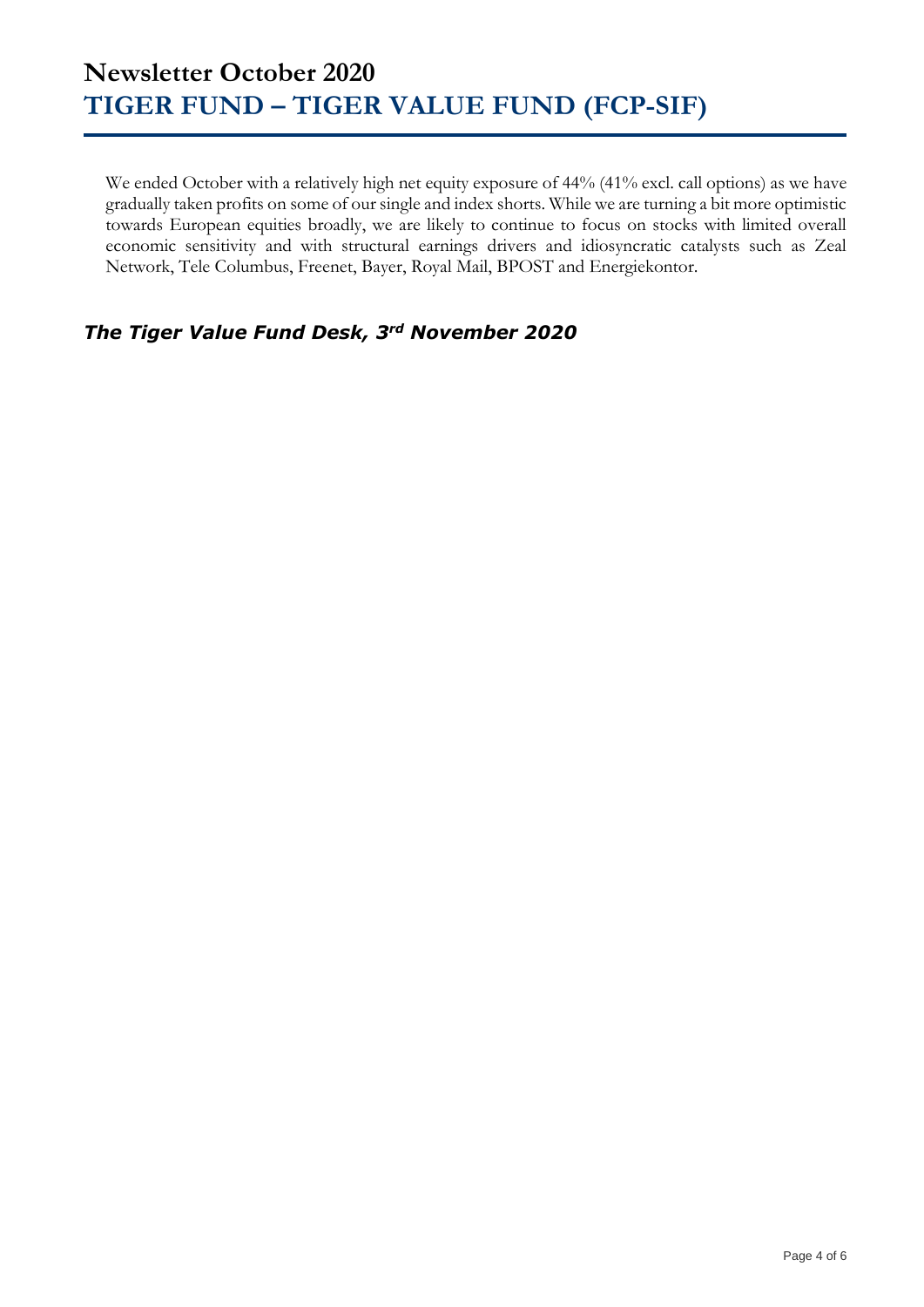We ended October with a relatively high net equity exposure of 44% (41% excl. call options) as we have gradually taken profits on some of our single and index shorts. While we are turning a bit more optimistic towards European equities broadly, we are likely to continue to focus on stocks with limited overall economic sensitivity and with structural earnings drivers and idiosyncratic catalysts such as Zeal Network, Tele Columbus, Freenet, Bayer, Royal Mail, BPOST and Energiekontor.

***The Tiger Value Fund Desk, 3rd November 2020***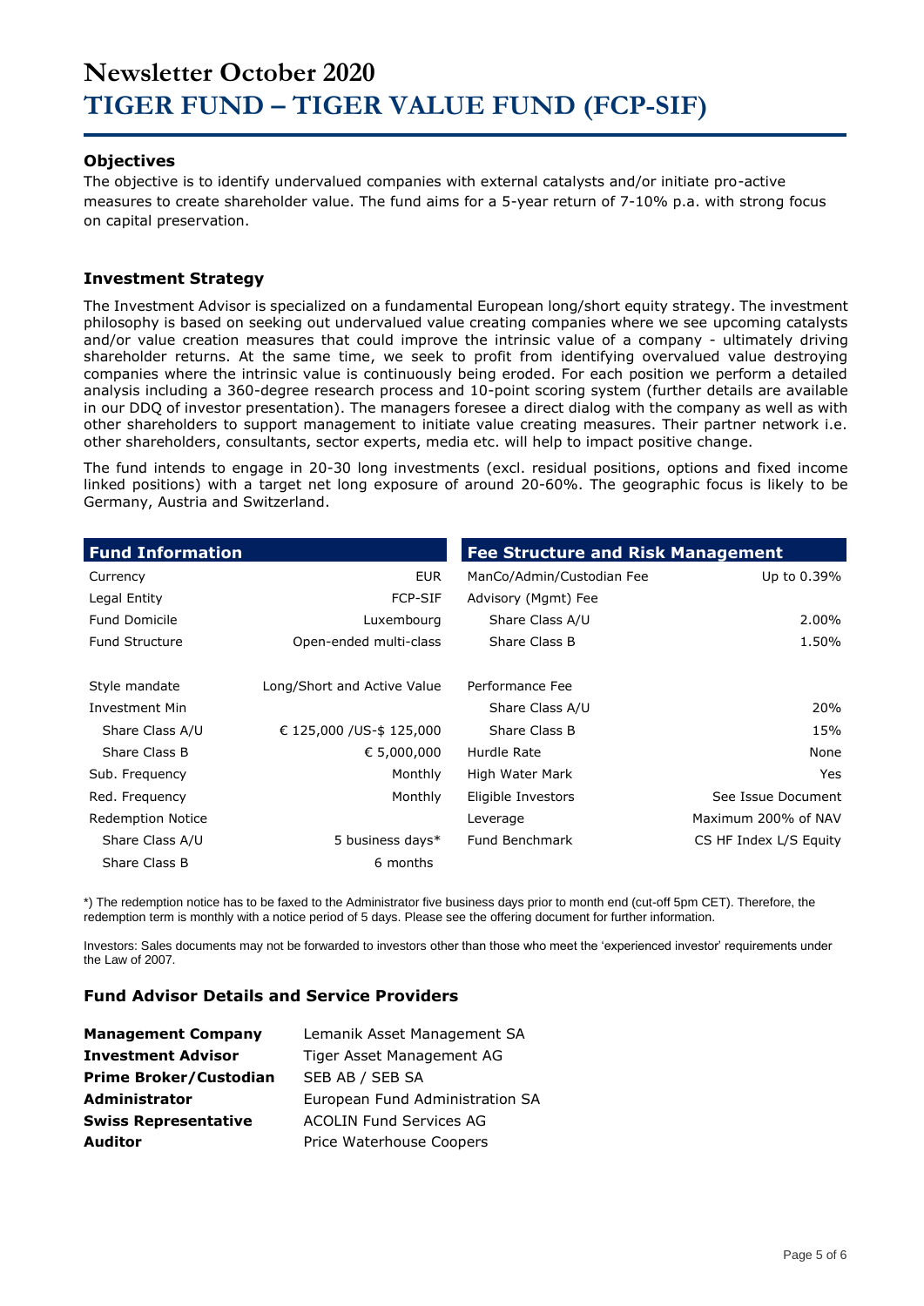# Newsletter October 2020

# TIGER FUND – TIGER VALUE FUND (FCP-SIF)

### Objectives

The objective is to identify undervalued companies with external catalysts and/or initiate pro-active measures to create shareholder value. The fund aims for a 5-year return of 7-10% p.a. with strong focus on capital preservation.

### Investment Strategy

The Investment Advisor is specialized on a fundamental European long/short equity strategy. The investment philosophy is based on seeking out undervalued value creating companies where we see upcoming catalysts and/or value creation measures that could improve the intrinsic value of a company - ultimately driving shareholder returns. At the same time, we seek to profit from identifying overvalued value destroying companies where the intrinsic value is continuously being eroded. For each position we perform a detailed analysis including a 360-degree research process and 10-point scoring system (further details are available in our DDQ of investor presentation). The managers foresee a direct dialog with the company as well as with other shareholders to support management to initiate value creating measures. Their partner network i.e. other shareholders, consultants, sector experts, media etc. will help to impact positive change.

The fund intends to engage in 20-30 long investments (excl. residual positions, options and fixed income linked positions) with a target net long exposure of around 20-60%. The geographic focus is likely to be Germany, Austria and Switzerland.

| Fund Information | |
|---|---|
| Currency | EUR |
| Legal Entity | FCP-SIF |
| Fund Domicile | Luxembourg |
| Fund Structure | Open-ended multi-class |
| Style mandate | Long/Short and Active Value |
| Investment Min | |
| Share Class A/U | € 125,000 /US-$ 125,000 |
| Share Class B | € 5,000,000 |
| Sub. Frequency | Monthly |
| Red. Frequency | Monthly |
| Redemption Notice | |
| Share Class A/U | 5 business days* |
| Share Class B | 6 months |

| Fee Structure and Risk Management | |
|---|---|
| ManCo/Admin/Custodian Fee | Up to 0.39% |
| Advisory (Mgmt) Fee | |
| Share Class A/U | 2.00% |
| Share Class B | 1.50% |
| Performance Fee | |
| Share Class A/U | 20% |
| Share Class B | 15% |
| Hurdle Rate | None |
| High Water Mark | Yes |
| Eligible Investors | See Issue Document |
| Leverage | Maximum 200% of NAV |
| Fund Benchmark | CS HF Index L/S Equity |

*) The redemption notice has to be faxed to the Administrator five business days prior to month end (cut-off 5pm CET). Therefore, the redemption term is monthly with a notice period of 5 days. Please see the offering document for further information.

Investors: Sales documents may not be forwarded to investors other than those who meet the 'experienced investor' requirements under the Law of 2007.

### Fund Advisor Details and Service Providers

| | |
|---|---|
| **Management Company** | Lemanik Asset Management SA |
| **Investment Advisor** | Tiger Asset Management AG |
| **Prime Broker/Custodian** | SEB AB / SEB SA |
| **Administrator** | European Fund Administration SA |
| **Swiss Representative** | ACOLIN Fund Services AG |
| **Auditor** | Price Waterhouse Coopers |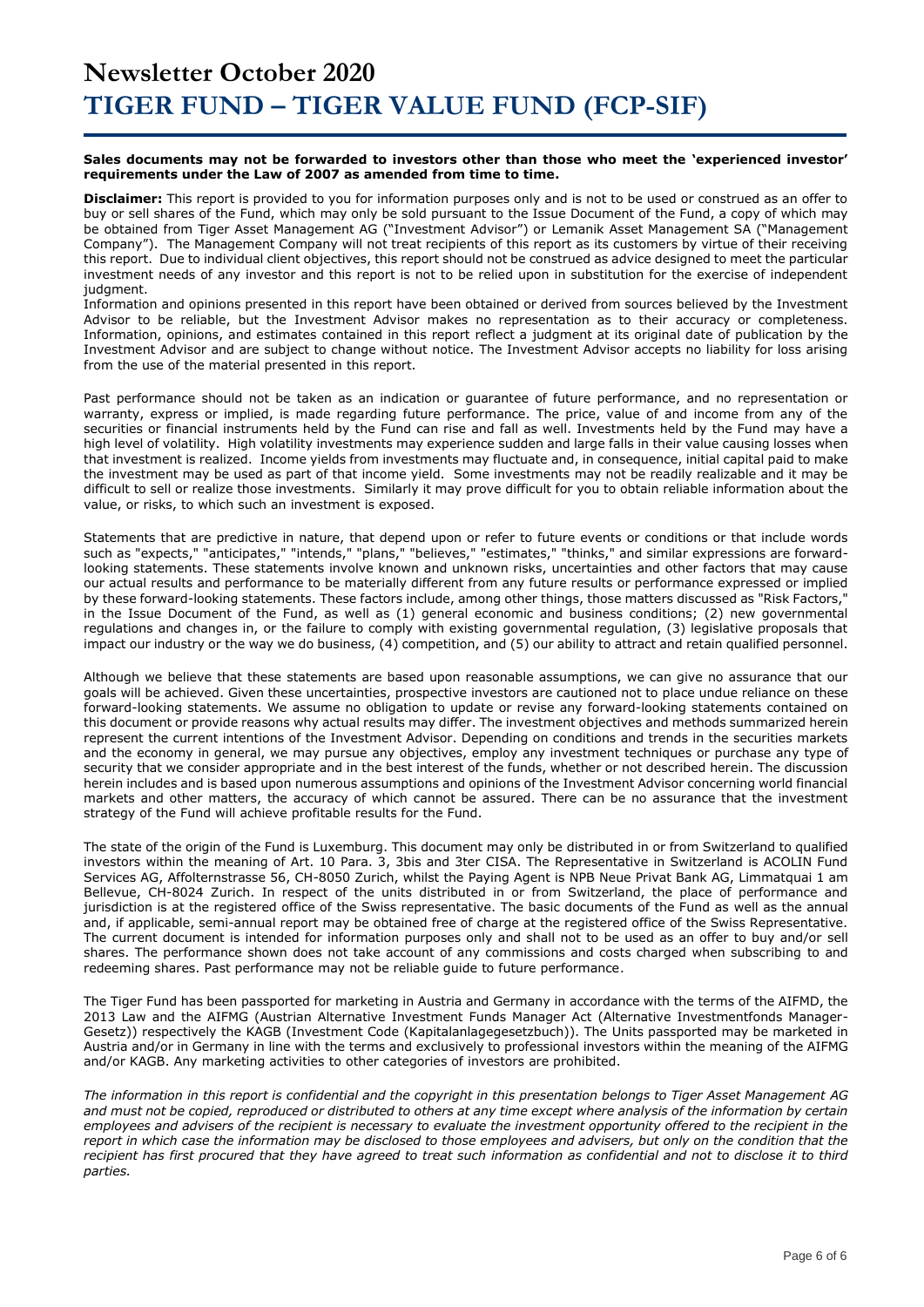# Newsletter October 2020

# TIGER FUND – TIGER VALUE FUND (FCP-SIF)

**Sales documents may not be forwarded to investors other than those who meet the 'experienced investor' requirements under the Law of 2007 as amended from time to time.**

**Disclaimer:** This report is provided to you for information purposes only and is not to be used or construed as an offer to buy or sell shares of the Fund, which may only be sold pursuant to the Issue Document of the Fund, a copy of which may be obtained from Tiger Asset Management AG ("Investment Advisor") or Lemanik Asset Management SA ("Management Company"). The Management Company will not treat recipients of this report as its customers by virtue of their receiving this report. Due to individual client objectives, this report should not be construed as advice designed to meet the particular investment needs of any investor and this report is not to be relied upon in substitution for the exercise of independent judgment.

Information and opinions presented in this report have been obtained or derived from sources believed by the Investment Advisor to be reliable, but the Investment Advisor makes no representation as to their accuracy or completeness. Information, opinions, and estimates contained in this report reflect a judgment at its original date of publication by the Investment Advisor and are subject to change without notice. The Investment Advisor accepts no liability for loss arising from the use of the material presented in this report.

Past performance should not be taken as an indication or guarantee of future performance, and no representation or warranty, express or implied, is made regarding future performance. The price, value of and income from any of the securities or financial instruments held by the Fund can rise and fall as well. Investments held by the Fund may have a high level of volatility. High volatility investments may experience sudden and large falls in their value causing losses when that investment is realized. Income yields from investments may fluctuate and, in consequence, initial capital paid to make the investment may be used as part of that income yield. Some investments may not be readily realizable and it may be difficult to sell or realize those investments. Similarly it may prove difficult for you to obtain reliable information about the value, or risks, to which such an investment is exposed.

Statements that are predictive in nature, that depend upon or refer to future events or conditions or that include words such as "expects," "anticipates," "intends," "plans," "believes," "estimates," "thinks," and similar expressions are forward-looking statements. These statements involve known and unknown risks, uncertainties and other factors that may cause our actual results and performance to be materially different from any future results or performance expressed or implied by these forward-looking statements. These factors include, among other things, those matters discussed as "Risk Factors," in the Issue Document of the Fund, as well as (1) general economic and business conditions; (2) new governmental regulations and changes in, or the failure to comply with existing governmental regulation, (3) legislative proposals that impact our industry or the way we do business, (4) competition, and (5) our ability to attract and retain qualified personnel.

Although we believe that these statements are based upon reasonable assumptions, we can give no assurance that our goals will be achieved. Given these uncertainties, prospective investors are cautioned not to place undue reliance on these forward-looking statements. We assume no obligation to update or revise any forward-looking statements contained on this document or provide reasons why actual results may differ. The investment objectives and methods summarized herein represent the current intentions of the Investment Advisor. Depending on conditions and trends in the securities markets and the economy in general, we may pursue any objectives, employ any investment techniques or purchase any type of security that we consider appropriate and in the best interest of the funds, whether or not described herein. The discussion herein includes and is based upon numerous assumptions and opinions of the Investment Advisor concerning world financial markets and other matters, the accuracy of which cannot be assured. There can be no assurance that the investment strategy of the Fund will achieve profitable results for the Fund.

The state of the origin of the Fund is Luxemburg. This document may only be distributed in or from Switzerland to qualified investors within the meaning of Art. 10 Para. 3, 3bis and 3ter CISA. The Representative in Switzerland is ACOLIN Fund Services AG, Affolternstrasse 56, CH-8050 Zurich, whilst the Paying Agent is NPB Neue Privat Bank AG, Limmatquai 1 am Bellevue, CH-8024 Zurich. In respect of the units distributed in or from Switzerland, the place of performance and jurisdiction is at the registered office of the Swiss representative. The basic documents of the Fund as well as the annual and, if applicable, semi-annual report may be obtained free of charge at the registered office of the Swiss Representative. The current document is intended for information purposes only and shall not to be used as an offer to buy and/or sell shares. The performance shown does not take account of any commissions and costs charged when subscribing to and redeeming shares. Past performance may not be reliable guide to future performance.

The Tiger Fund has been passported for marketing in Austria and Germany in accordance with the terms of the AIFMD, the 2013 Law and the AIFMG (Austrian Alternative Investment Funds Manager Act (Alternative Investmentfonds Manager-Gesetz)) respectively the KAGB (Investment Code (Kapitalanlagegesetzbuch)). The Units passported may be marketed in Austria and/or in Germany in line with the terms and exclusively to professional investors within the meaning of the AIFMG and/or KAGB. Any marketing activities to other categories of investors are prohibited.

*The information in this report is confidential and the copyright in this presentation belongs to Tiger Asset Management AG and must not be copied, reproduced or distributed to others at any time except where analysis of the information by certain employees and advisers of the recipient is necessary to evaluate the investment opportunity offered to the recipient in the report in which case the information may be disclosed to those employees and advisers, but only on the condition that the recipient has first procured that they have agreed to treat such information as confidential and not to disclose it to third parties.*